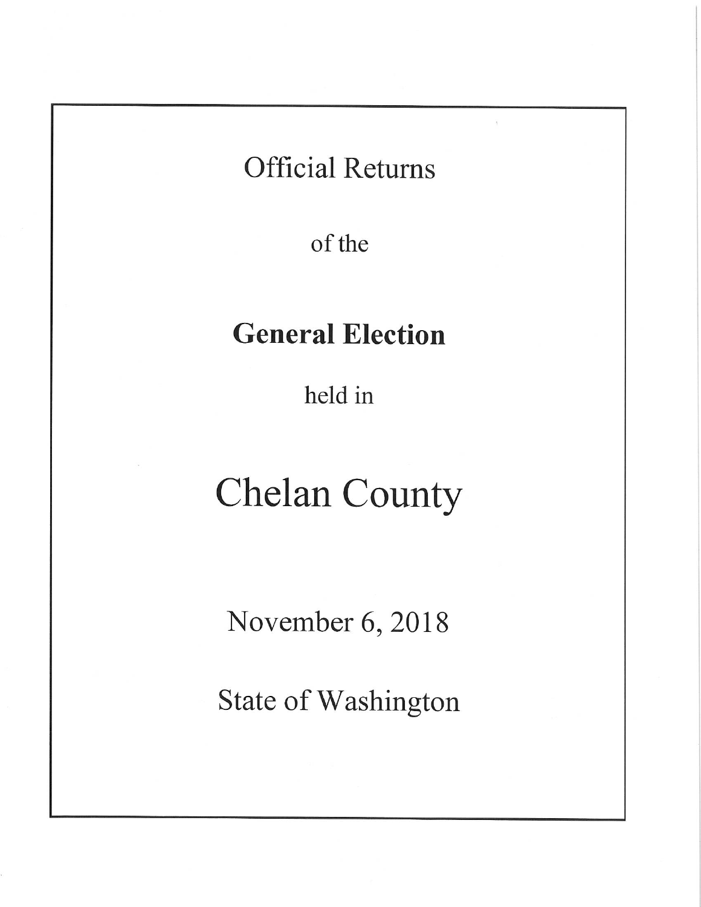Official Returns

of the

# General Election

held in

# Chelan County

November 6, 2018

State of Washington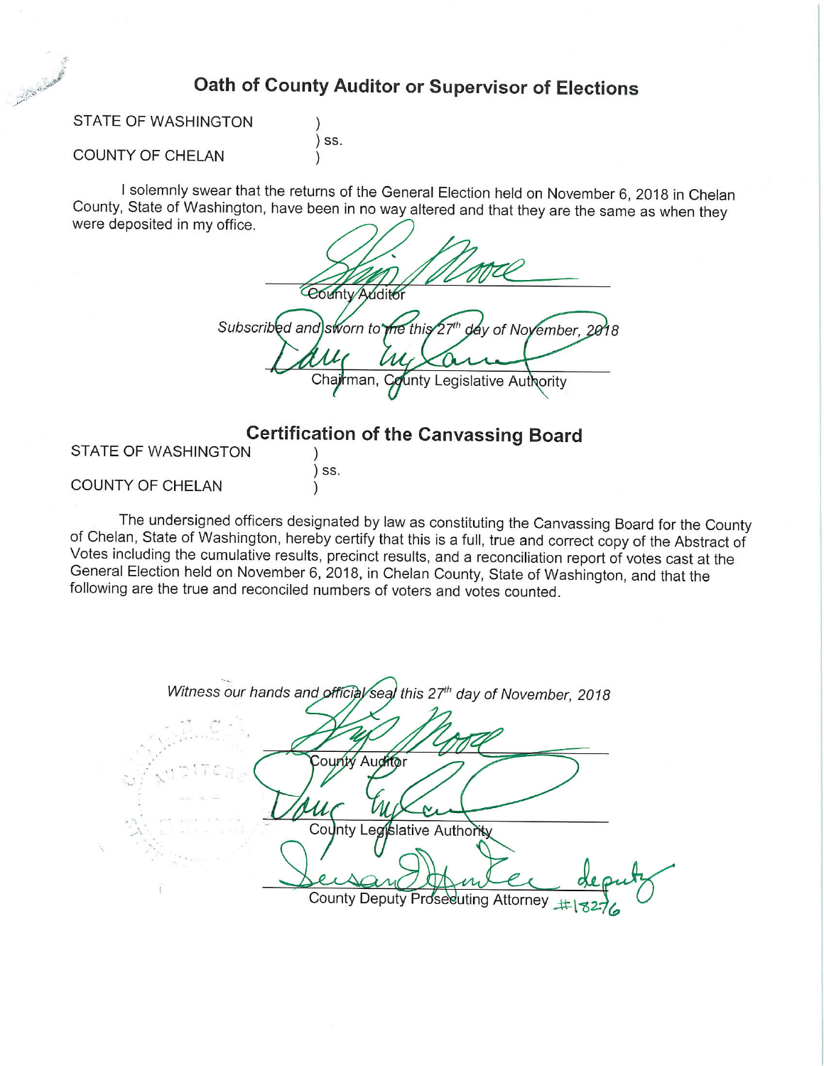## Oath of County Auditor or Supervisor of Elections

STATE OF WASHINGTON )
) ss.
COUNTY OF CHELAN )

I solemnly swear that the returns of the General Election held on November 6, 2018 in Chelan County, State of Washington, have been in no way altered and that they are the same as when they were deposited in my office.

County Auditor

*Subscribed and sworn to me this 27th day of November, 2018*

Chairman, County Legislative Authority

## Certification of the Canvassing Board

STATE OF WASHINGTON )
) ss.
COUNTY OF CHELAN )

The undersigned officers designated by law as constituting the Canvassing Board for the County of Chelan, State of Washington, hereby certify that this is a full, true and correct copy of the Abstract of Votes including the cumulative results, precinct results, and a reconciliation report of votes cast at the General Election held on November 6, 2018, in Chelan County, State of Washington, and that the following are the true and reconciled numbers of voters and votes counted.

*Witness our hands and official seal this 27th day of November, 2018*

County Auditor

County Legislative Authority

deputy
County Deputy Prosecuting Attorney #18276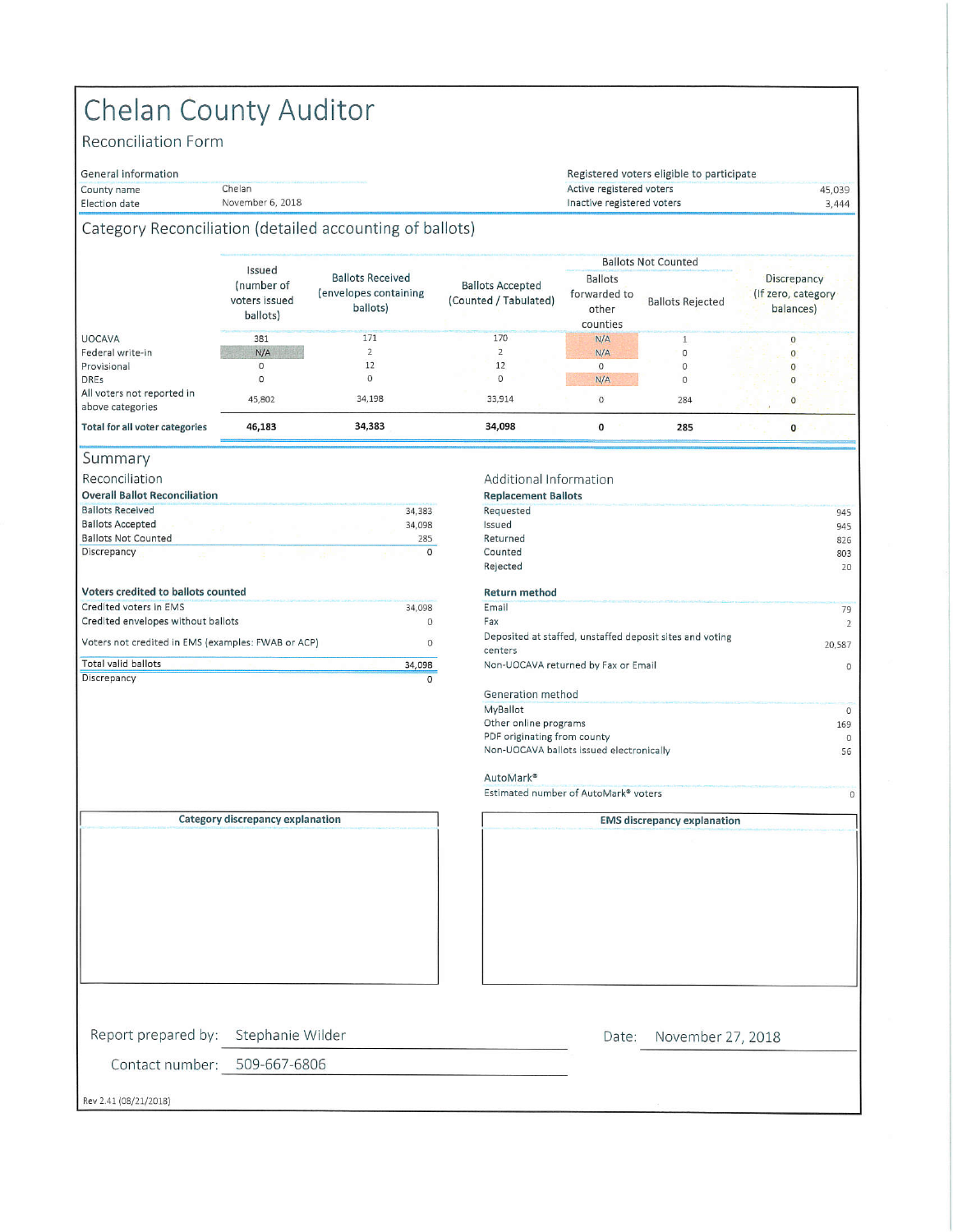# Chelan County Auditor

## Reconciliation Form

| General information | | Registered voters eligible to participate | |
|---|---|---|---|
| County name | Chelan | Active registered voters | 45,039 |
| Election date | November 6, 2018 | Inactive registered voters | 3,444 |

## Category Reconciliation (detailed accounting of ballots)

| | Issued (number of voters issued ballots) | Ballots Received (envelopes containing ballots) | Ballots Accepted (Counted / Tabulated) | Ballots Not Counted | | Discrepancy (If zero, category balances) |
|---|---|---|---|---|---|---|
| | | | | Ballots forwarded to other counties | Ballots Rejected | |
| UOCAVA | 381 | 171 | 170 | N/A | 1 | 0 |
| Federal write-in | N/A | 2 | 2 | N/A | 0 | 0 |
| Provisional | 0 | 12 | 12 | 0 | 0 | 0 |
| DREs | 0 | 0 | 0 | N/A | 0 | 0 |
| All voters not reported in above categories | 45,802 | 34,198 | 33,914 | 0 | 284 | 0 |
| **Total for all voter categories** | **46,183** | **34,383** | **34,098** | **0** | **285** | **0** |

## Summary

### Reconciliation

**Overall Ballot Reconciliation**

| | |
|---|---|
| Ballots Received | 34,383 |
| Ballots Accepted | 34,098 |
| Ballots Not Counted | 285 |
| Discrepancy | 0 |

**Voters credited to ballots counted**

| | |
|---|---|
| Credited voters in EMS | 34,098 |
| Credited envelopes without ballots | 0 |
| Voters not credited in EMS (examples: FWAB or ACP) | 0 |
| Total valid ballots | 34,098 |
| Discrepancy | 0 |

### Additional Information

**Replacement Ballots**

| | |
|---|---|
| Requested | 945 |
| Issued | 945 |
| Returned | 826 |
| Counted | 803 |
| Rejected | 20 |

**Return method**

| | |
|---|---|
| Email | 79 |
| Fax | 2 |
| Deposited at staffed, unstaffed deposit sites and voting centers | 20,587 |
| Non-UOCAVA returned by Fax or Email | 0 |

**Generation method**

| | |
|---|---|
| MyBallot | 0 |
| Other online programs | 169 |
| PDF originating from county | 0 |
| Non-UOCAVA ballots issued electronically | 56 |

**AutoMark®**

| | |
|---|---|
| Estimated number of AutoMark® voters | 0 |

**Category discrepancy explanation**

**EMS discrepancy explanation**

Report prepared by: Stephanie Wilder

Date: November 27, 2018

Contact number: 509-667-6806

Rev 2.41 (08/21/2018)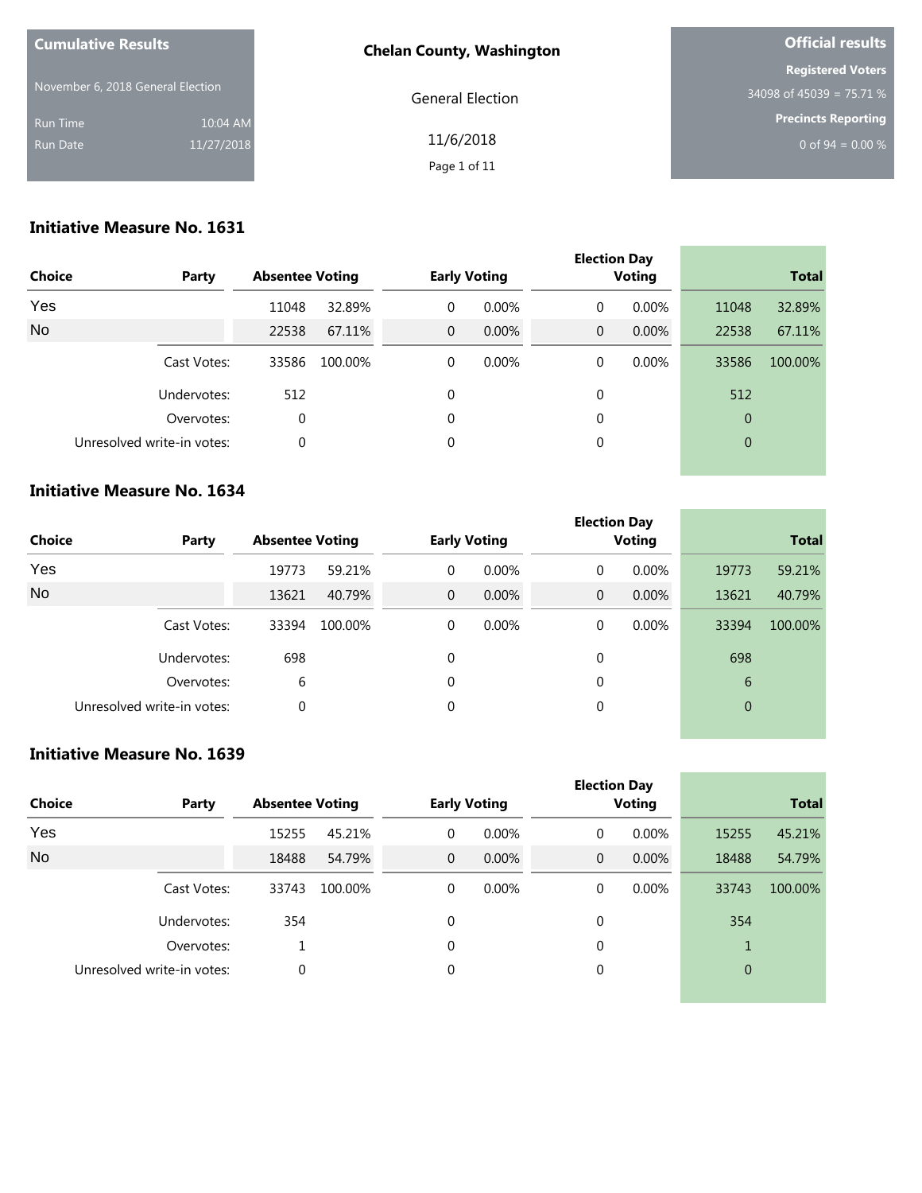**Cumulative Results**

November 6, 2018 General Election

Run Time 10:04 AM

Run Date 11/27/2018

**Chelan County, Washington**

General Election

11/6/2018

**Official results**

**Registered Voters**

34098 of 45039 = 75.71 %

**Precincts Reporting**

0 of 94 = 0.00 %

## Initiative Measure No. 1631

| Choice | Party | Absentee Voting | | Early Voting | | Election Day Voting | | Total | |
|---|---|---|---|---|---|---|---|---|---|
| Yes | | 11048 | 32.89% | 0 | 0.00% | 0 | 0.00% | 11048 | 32.89% |
| No | | 22538 | 67.11% | 0 | 0.00% | 0 | 0.00% | 22538 | 67.11% |
| | Cast Votes: | 33586 | 100.00% | 0 | 0.00% | 0 | 0.00% | 33586 | 100.00% |
| | Undervotes: | 512 | | 0 | | 0 | | 512 | |
| | Overvotes: | 0 | | 0 | | 0 | | 0 | |
| | Unresolved write-in votes: | 0 | | 0 | | 0 | | 0 | |

## Initiative Measure No. 1634

| Choice | Party | Absentee Voting | | Early Voting | | Election Day Voting | | Total | |
|---|---|---|---|---|---|---|---|---|---|
| Yes | | 19773 | 59.21% | 0 | 0.00% | 0 | 0.00% | 19773 | 59.21% |
| No | | 13621 | 40.79% | 0 | 0.00% | 0 | 0.00% | 13621 | 40.79% |
| | Cast Votes: | 33394 | 100.00% | 0 | 0.00% | 0 | 0.00% | 33394 | 100.00% |
| | Undervotes: | 698 | | 0 | | 0 | | 698 | |
| | Overvotes: | 6 | | 0 | | 0 | | 6 | |
| | Unresolved write-in votes: | 0 | | 0 | | 0 | | 0 | |

## Initiative Measure No. 1639

| Choice | Party | Absentee Voting | | Early Voting | | Election Day Voting | | Total | |
|---|---|---|---|---|---|---|---|---|---|
| Yes | | 15255 | 45.21% | 0 | 0.00% | 0 | 0.00% | 15255 | 45.21% |
| No | | 18488 | 54.79% | 0 | 0.00% | 0 | 0.00% | 18488 | 54.79% |
| | Cast Votes: | 33743 | 100.00% | 0 | 0.00% | 0 | 0.00% | 33743 | 100.00% |
| | Undervotes: | 354 | | 0 | | 0 | | 354 | |
| | Overvotes: | 1 | | 0 | | 0 | | 1 | |
| | Unresolved write-in votes: | 0 | | 0 | | 0 | | 0 | |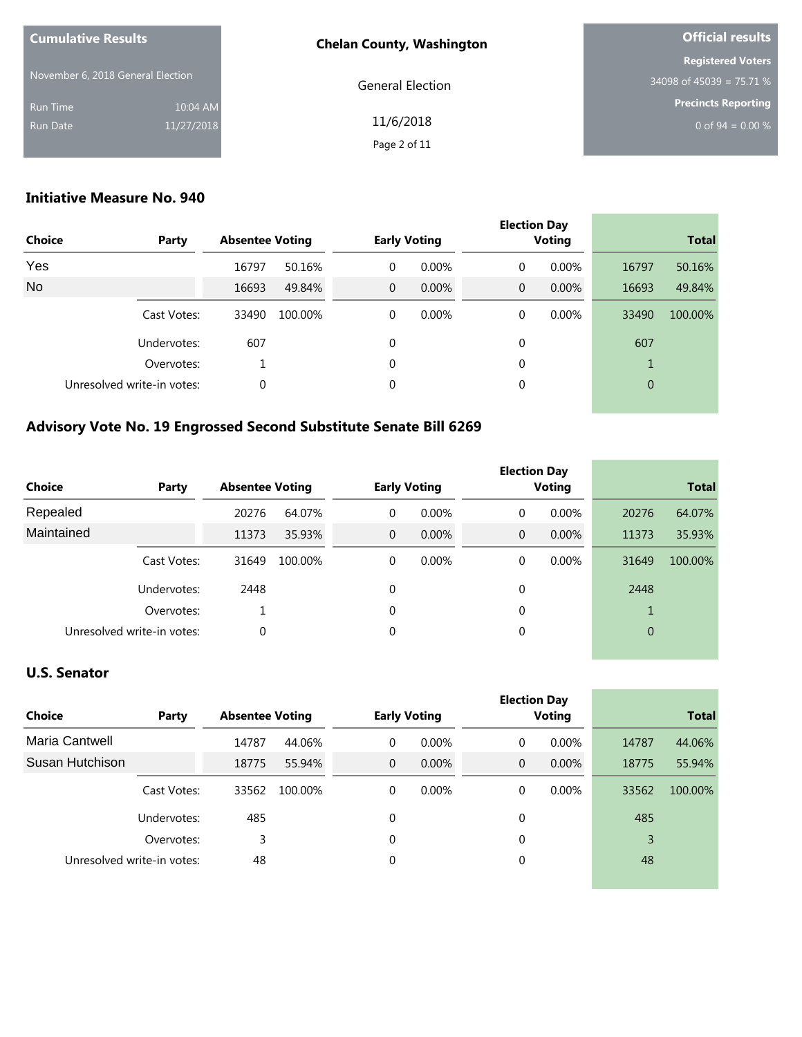**Cumulative Results**

November 6, 2018 General Election

Run Time 10:04 AM

Run Date 11/27/2018

**Chelan County, Washington**

General Election

11/6/2018

**Official results**

**Registered Voters**

34098 of 45039 = 75.71 %

**Precincts Reporting**

0 of 94 = 0.00 %

## Initiative Measure No. 940

| Choice | Party | Absentee Voting | | Early Voting | | Election Day Voting | | Total | |
|---|---|---|---|---|---|---|---|---|---|
| Yes | | 16797 | 50.16% | 0 | 0.00% | 0 | 0.00% | 16797 | 50.16% |
| No | | 16693 | 49.84% | 0 | 0.00% | 0 | 0.00% | 16693 | 49.84% |
| | Cast Votes: | 33490 | 100.00% | 0 | 0.00% | 0 | 0.00% | 33490 | 100.00% |
| | Undervotes: | 607 | | 0 | | 0 | | 607 | |
| | Overvotes: | 1 | | 0 | | 0 | | 1 | |
| | Unresolved write-in votes: | 0 | | 0 | | 0 | | 0 | |

## Advisory Vote No. 19 Engrossed Second Substitute Senate Bill 6269

| Choice | Party | Absentee Voting | | Early Voting | | Election Day Voting | | Total | |
|---|---|---|---|---|---|---|---|---|---|
| Repealed | | 20276 | 64.07% | 0 | 0.00% | 0 | 0.00% | 20276 | 64.07% |
| Maintained | | 11373 | 35.93% | 0 | 0.00% | 0 | 0.00% | 11373 | 35.93% |
| | Cast Votes: | 31649 | 100.00% | 0 | 0.00% | 0 | 0.00% | 31649 | 100.00% |
| | Undervotes: | 2448 | | 0 | | 0 | | 2448 | |
| | Overvotes: | 1 | | 0 | | 0 | | 1 | |
| | Unresolved write-in votes: | 0 | | 0 | | 0 | | 0 | |

## U.S. Senator

| Choice | Party | Absentee Voting | | Early Voting | | Election Day Voting | | Total | |
|---|---|---|---|---|---|---|---|---|---|
| Maria Cantwell | | 14787 | 44.06% | 0 | 0.00% | 0 | 0.00% | 14787 | 44.06% |
| Susan Hutchison | | 18775 | 55.94% | 0 | 0.00% | 0 | 0.00% | 18775 | 55.94% |
| | Cast Votes: | 33562 | 100.00% | 0 | 0.00% | 0 | 0.00% | 33562 | 100.00% |
| | Undervotes: | 485 | | 0 | | 0 | | 485 | |
| | Overvotes: | 3 | | 0 | | 0 | | 3 | |
| | Unresolved write-in votes: | 48 | | 0 | | 0 | | 48 | |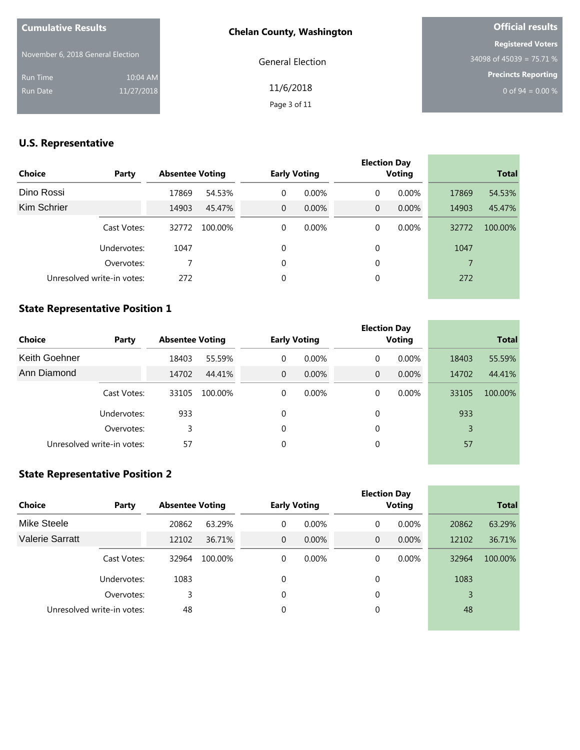**Cumulative Results**

November 6, 2018 General Election

Run Time 10:04 AM

Run Date 11/27/2018

**Chelan County, Washington**

General Election

11/6/2018

**Official results**

**Registered Voters**

34098 of 45039 = 75.71 %

**Precincts Reporting**

0 of 94 = 0.00 %

## U.S. Representative

| Choice | Party | Absentee Voting | | Early Voting | | Election Day Voting | | Total | |
|---|---|---|---|---|---|---|---|---|---|
| Dino Rossi | | 17869 | 54.53% | 0 | 0.00% | 0 | 0.00% | 17869 | 54.53% |
| Kim Schrier | | 14903 | 45.47% | 0 | 0.00% | 0 | 0.00% | 14903 | 45.47% |
| | Cast Votes: | 32772 | 100.00% | 0 | 0.00% | 0 | 0.00% | 32772 | 100.00% |
| | Undervotes: | 1047 | | 0 | | 0 | | 1047 | |
| | Overvotes: | 7 | | 0 | | 0 | | 7 | |
| | Unresolved write-in votes: | 272 | | 0 | | 0 | | 272 | |

## State Representative Position 1

| Choice | Party | Absentee Voting | | Early Voting | | Election Day Voting | | Total | |
|---|---|---|---|---|---|---|---|---|---|
| Keith Goehner | | 18403 | 55.59% | 0 | 0.00% | 0 | 0.00% | 18403 | 55.59% |
| Ann Diamond | | 14702 | 44.41% | 0 | 0.00% | 0 | 0.00% | 14702 | 44.41% |
| | Cast Votes: | 33105 | 100.00% | 0 | 0.00% | 0 | 0.00% | 33105 | 100.00% |
| | Undervotes: | 933 | | 0 | | 0 | | 933 | |
| | Overvotes: | 3 | | 0 | | 0 | | 3 | |
| | Unresolved write-in votes: | 57 | | 0 | | 0 | | 57 | |

## State Representative Position 2

| Choice | Party | Absentee Voting | | Early Voting | | Election Day Voting | | Total | |
|---|---|---|---|---|---|---|---|---|---|
| Mike Steele | | 20862 | 63.29% | 0 | 0.00% | 0 | 0.00% | 20862 | 63.29% |
| Valerie Sarratt | | 12102 | 36.71% | 0 | 0.00% | 0 | 0.00% | 12102 | 36.71% |
| | Cast Votes: | 32964 | 100.00% | 0 | 0.00% | 0 | 0.00% | 32964 | 100.00% |
| | Undervotes: | 1083 | | 0 | | 0 | | 1083 | |
| | Overvotes: | 3 | | 0 | | 0 | | 3 | |
| | Unresolved write-in votes: | 48 | | 0 | | 0 | | 48 | |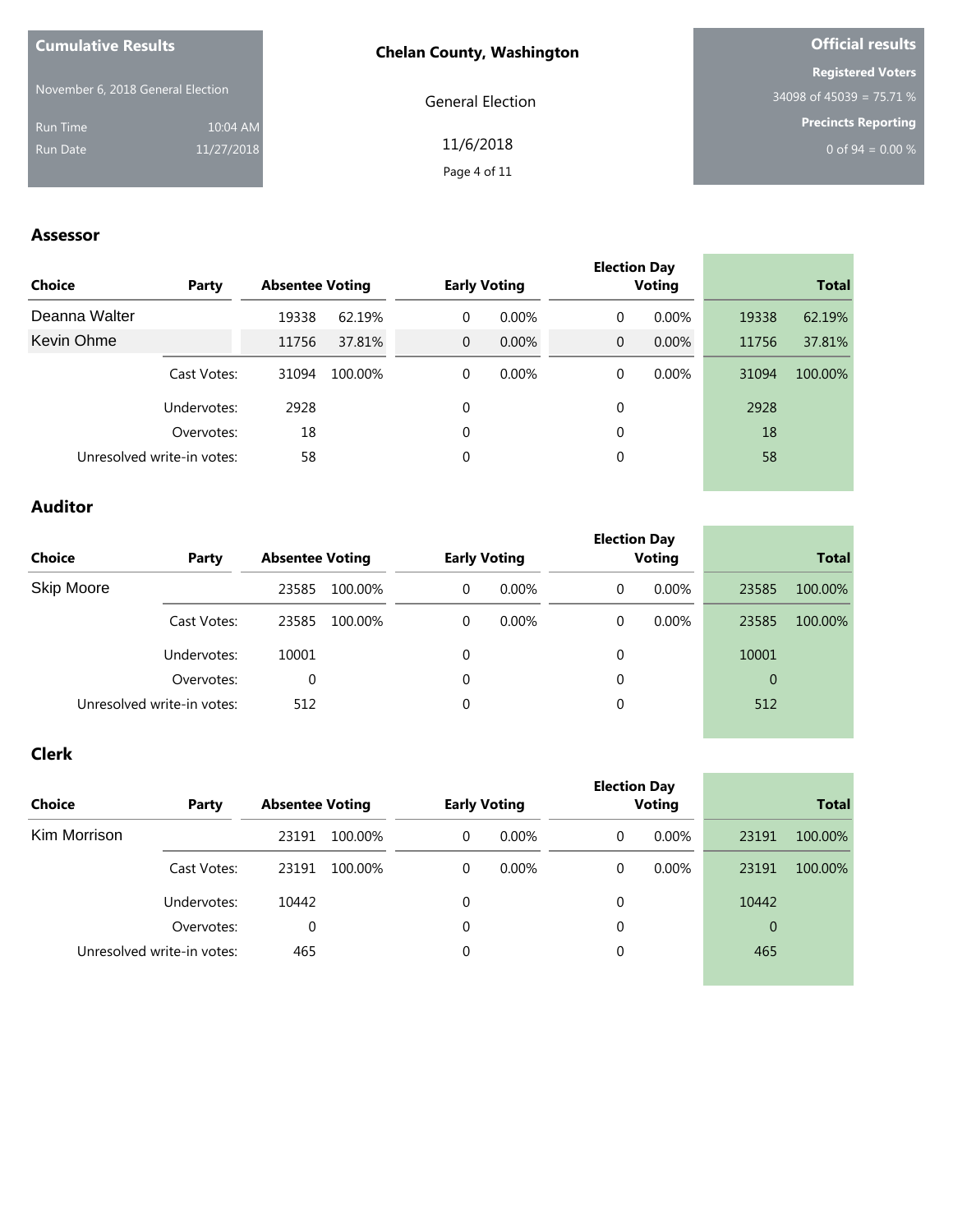**Cumulative Results**

November 6, 2018 General Election

Run Time 10:04 AM
Run Date 11/27/2018

**Chelan County, Washington**

General Election

11/6/2018

**Official results**

**Registered Voters**
34098 of 45039 = 75.71 %

**Precincts Reporting**
0 of 94 = 0.00 %

## Assessor

| Choice | Party | Absentee Voting | | Early Voting | | Election Day Voting | | Total | |
|---|---|---|---|---|---|---|---|---|---|
| Deanna Walter | | 19338 | 62.19% | 0 | 0.00% | 0 | 0.00% | 19338 | 62.19% |
| Kevin Ohme | | 11756 | 37.81% | 0 | 0.00% | 0 | 0.00% | 11756 | 37.81% |
| | Cast Votes: | 31094 | 100.00% | 0 | 0.00% | 0 | 0.00% | 31094 | 100.00% |
| | Undervotes: | 2928 | | 0 | | 0 | | 2928 | |
| | Overvotes: | 18 | | 0 | | 0 | | 18 | |
| | Unresolved write-in votes: | 58 | | 0 | | 0 | | 58 | |

## Auditor

| Choice | Party | Absentee Voting | | Early Voting | | Election Day Voting | | Total | |
|---|---|---|---|---|---|---|---|---|---|
| Skip Moore | | 23585 | 100.00% | 0 | 0.00% | 0 | 0.00% | 23585 | 100.00% |
| | Cast Votes: | 23585 | 100.00% | 0 | 0.00% | 0 | 0.00% | 23585 | 100.00% |
| | Undervotes: | 10001 | | 0 | | 0 | | 10001 | |
| | Overvotes: | 0 | | 0 | | 0 | | 0 | |
| | Unresolved write-in votes: | 512 | | 0 | | 0 | | 512 | |

## Clerk

| Choice | Party | Absentee Voting | | Early Voting | | Election Day Voting | | Total | |
|---|---|---|---|---|---|---|---|---|---|
| Kim Morrison | | 23191 | 100.00% | 0 | 0.00% | 0 | 0.00% | 23191 | 100.00% |
| | Cast Votes: | 23191 | 100.00% | 0 | 0.00% | 0 | 0.00% | 23191 | 100.00% |
| | Undervotes: | 10442 | | 0 | | 0 | | 10442 | |
| | Overvotes: | 0 | | 0 | | 0 | | 0 | |
| | Unresolved write-in votes: | 465 | | 0 | | 0 | | 465 | |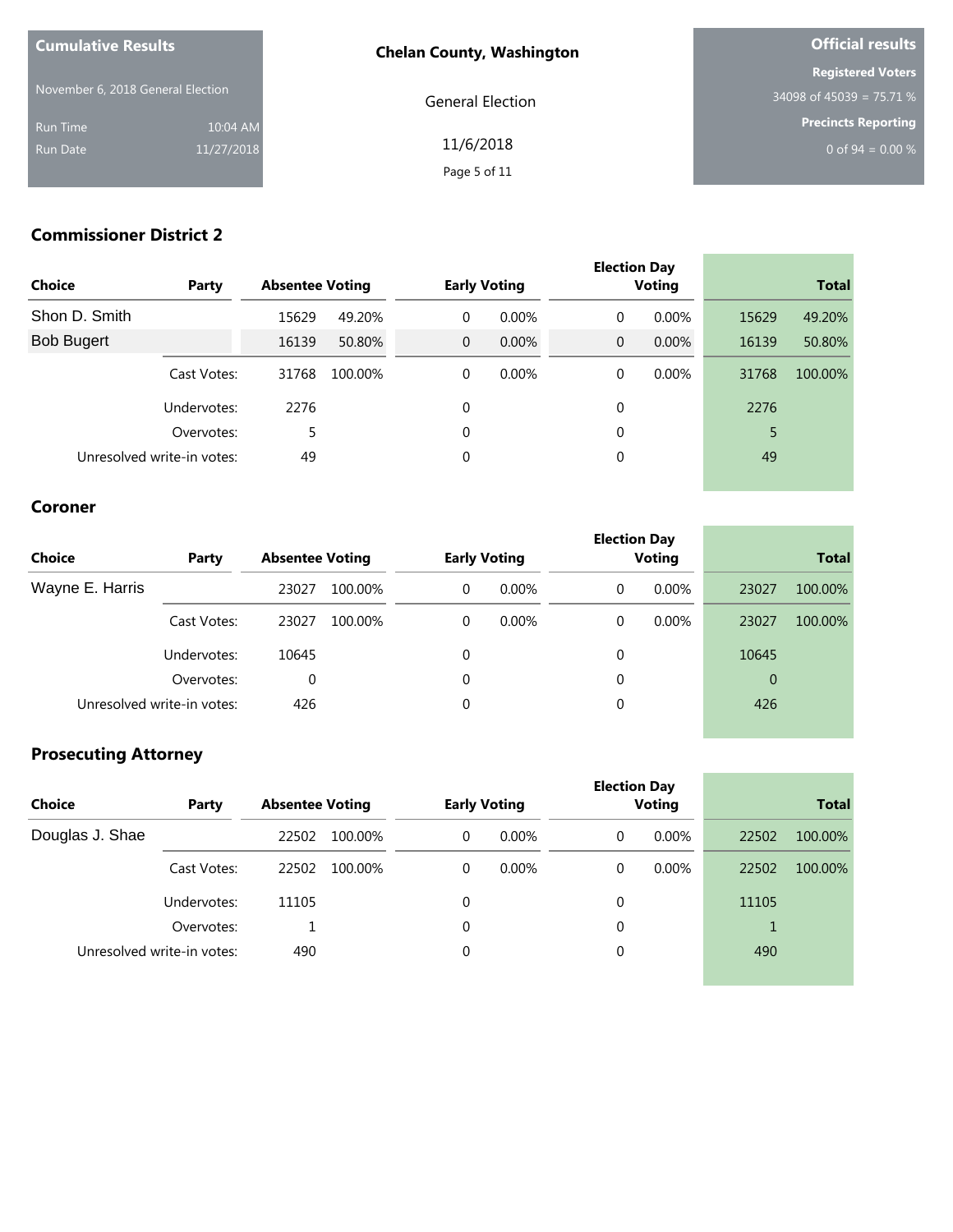| Cumulative Results | |
|---|---|
| November 6, 2018 General Election | |
| Run Time | 10:04 AM |
| Run Date | 11/27/2018 |

**Chelan County, Washington**

General Election

11/6/2018

| Official results |
|---|
| **Registered Voters** |
| 34098 of 45039 = 75.71 % |
| **Precincts Reporting** |
| 0 of 94 = 0.00 % |

### Commissioner District 2

| Choice | Party | Absentee Voting | | Early Voting | | Election Day Voting | | Total | |
|---|---|---|---|---|---|---|---|---|---|
| Shon D. Smith | | 15629 | 49.20% | 0 | 0.00% | 0 | 0.00% | 15629 | 49.20% |
| Bob Bugert | | 16139 | 50.80% | 0 | 0.00% | 0 | 0.00% | 16139 | 50.80% |
| | Cast Votes: | 31768 | 100.00% | 0 | 0.00% | 0 | 0.00% | 31768 | 100.00% |
| | Undervotes: | 2276 | | 0 | | 0 | | 2276 | |
| | Overvotes: | 5 | | 0 | | 0 | | 5 | |
| | Unresolved write-in votes: | 49 | | 0 | | 0 | | 49 | |

### Coroner

| Choice | Party | Absentee Voting | | Early Voting | | Election Day Voting | | Total | |
|---|---|---|---|---|---|---|---|---|---|
| Wayne E. Harris | | 23027 | 100.00% | 0 | 0.00% | 0 | 0.00% | 23027 | 100.00% |
| | Cast Votes: | 23027 | 100.00% | 0 | 0.00% | 0 | 0.00% | 23027 | 100.00% |
| | Undervotes: | 10645 | | 0 | | 0 | | 10645 | |
| | Overvotes: | 0 | | 0 | | 0 | | 0 | |
| | Unresolved write-in votes: | 426 | | 0 | | 0 | | 426 | |

### Prosecuting Attorney

| Choice | Party | Absentee Voting | | Early Voting | | Election Day Voting | | Total | |
|---|---|---|---|---|---|---|---|---|---|
| Douglas J. Shae | | 22502 | 100.00% | 0 | 0.00% | 0 | 0.00% | 22502 | 100.00% |
| | Cast Votes: | 22502 | 100.00% | 0 | 0.00% | 0 | 0.00% | 22502 | 100.00% |
| | Undervotes: | 11105 | | 0 | | 0 | | 11105 | |
| | Overvotes: | 1 | | 0 | | 0 | | 1 | |
| | Unresolved write-in votes: | 490 | | 0 | | 0 | | 490 | |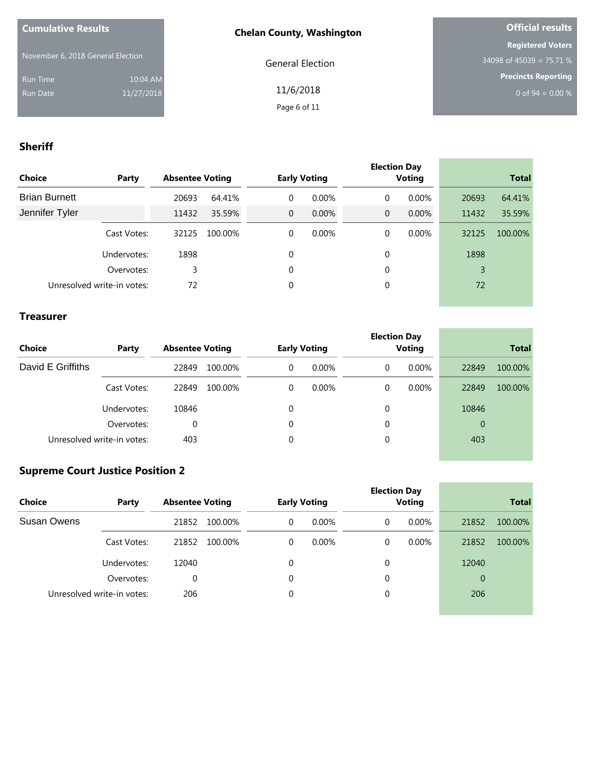**Cumulative Results**

November 6, 2018 General Election

Run Time 10:04 AM
Run Date 11/27/2018

**Chelan County, Washington**

General Election

11/6/2018

**Official results**

**Registered Voters**
34098 of 45039 = 75.71 %

**Precincts Reporting**
0 of 94 = 0.00 %

## Sheriff

| Choice | Party | Absentee Voting | | Early Voting | | Election Day Voting | | Total | |
|---|---|---|---|---|---|---|---|---|---|
| Brian Burnett | | 20693 | 64.41% | 0 | 0.00% | 0 | 0.00% | 20693 | 64.41% |
| Jennifer Tyler | | 11432 | 35.59% | 0 | 0.00% | 0 | 0.00% | 11432 | 35.59% |
| | Cast Votes: | 32125 | 100.00% | 0 | 0.00% | 0 | 0.00% | 32125 | 100.00% |
| | Undervotes: | 1898 | | 0 | | 0 | | 1898 | |
| | Overvotes: | 3 | | 0 | | 0 | | 3 | |
| | Unresolved write-in votes: | 72 | | 0 | | 0 | | 72 | |

## Treasurer

| Choice | Party | Absentee Voting | | Early Voting | | Election Day Voting | | Total | |
|---|---|---|---|---|---|---|---|---|---|
| David E Griffiths | | 22849 | 100.00% | 0 | 0.00% | 0 | 0.00% | 22849 | 100.00% |
| | Cast Votes: | 22849 | 100.00% | 0 | 0.00% | 0 | 0.00% | 22849 | 100.00% |
| | Undervotes: | 10846 | | 0 | | 0 | | 10846 | |
| | Overvotes: | 0 | | 0 | | 0 | | 0 | |
| | Unresolved write-in votes: | 403 | | 0 | | 0 | | 403 | |

## Supreme Court Justice Position 2

| Choice | Party | Absentee Voting | | Early Voting | | Election Day Voting | | Total | |
|---|---|---|---|---|---|---|---|---|---|
| Susan Owens | | 21852 | 100.00% | 0 | 0.00% | 0 | 0.00% | 21852 | 100.00% |
| | Cast Votes: | 21852 | 100.00% | 0 | 0.00% | 0 | 0.00% | 21852 | 100.00% |
| | Undervotes: | 12040 | | 0 | | 0 | | 12040 | |
| | Overvotes: | 0 | | 0 | | 0 | | 0 | |
| | Unresolved write-in votes: | 206 | | 0 | | 0 | | 206 | |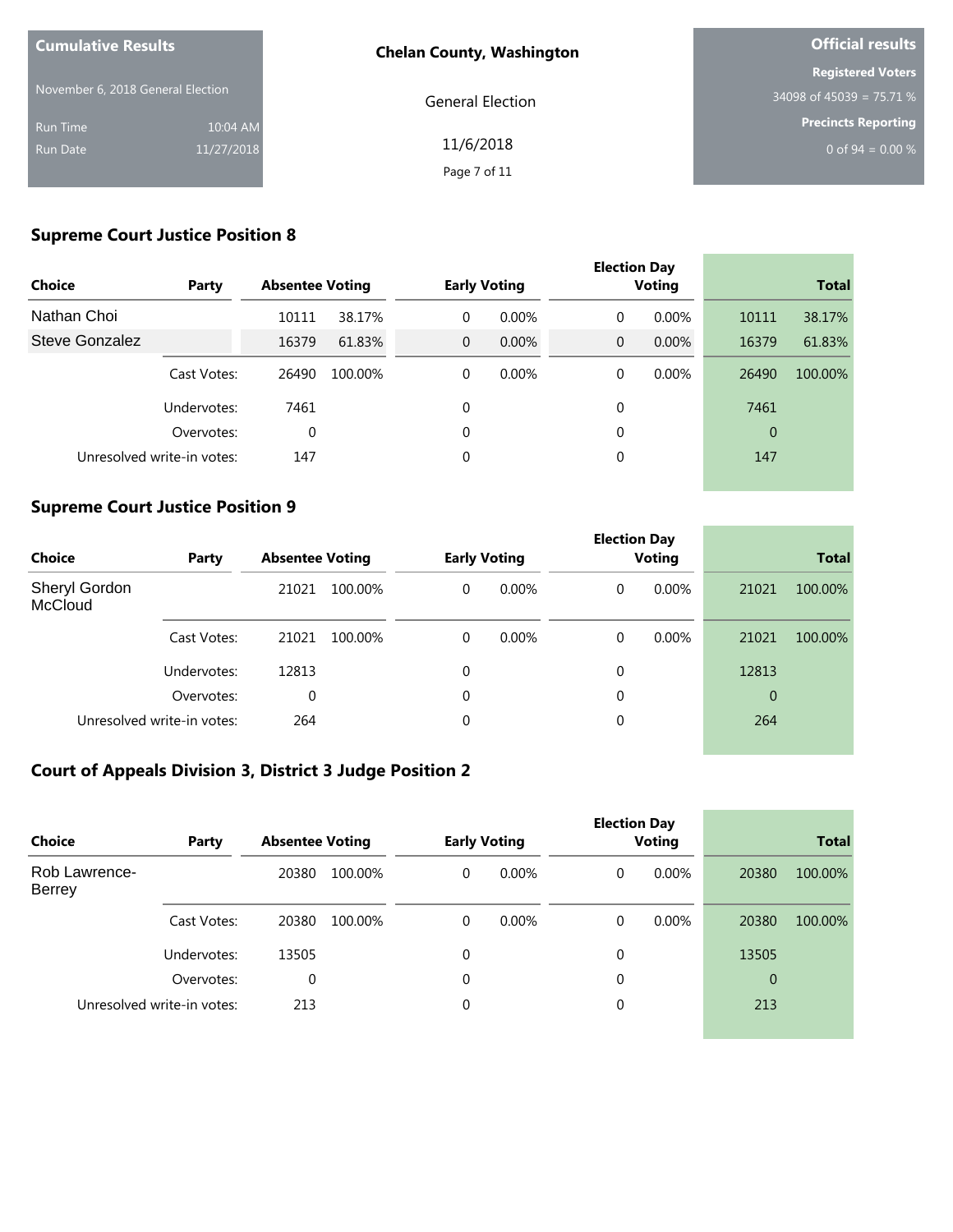| Cumulative Results | |
|---|---|
| November 6, 2018 General Election | |
| Run Time | 10:04 AM |
| Run Date | 11/27/2018 |

**Chelan County, Washington**

General Election

11/6/2018

| Official results | |
|---|---|
| Registered Voters | 34098 of 45039 = 75.71 % |
| Precincts Reporting | 0 of 94 = 0.00 % |

## Supreme Court Justice Position 8

| Choice | Party | Absentee Voting | | Early Voting | | Election Day Voting | | Total | |
|---|---|---|---|---|---|---|---|---|---|
| Nathan Choi | | 10111 | 38.17% | 0 | 0.00% | 0 | 0.00% | 10111 | 38.17% |
| Steve Gonzalez | | 16379 | 61.83% | 0 | 0.00% | 0 | 0.00% | 16379 | 61.83% |
| | Cast Votes: | 26490 | 100.00% | 0 | 0.00% | 0 | 0.00% | 26490 | 100.00% |
| | Undervotes: | 7461 | | 0 | | 0 | | 7461 | |
| | Overvotes: | 0 | | 0 | | 0 | | 0 | |
| | Unresolved write-in votes: | 147 | | 0 | | 0 | | 147 | |

## Supreme Court Justice Position 9

| Choice | Party | Absentee Voting | | Early Voting | | Election Day Voting | | Total | |
|---|---|---|---|---|---|---|---|---|---|
| Sheryl Gordon McCloud | | 21021 | 100.00% | 0 | 0.00% | 0 | 0.00% | 21021 | 100.00% |
| | Cast Votes: | 21021 | 100.00% | 0 | 0.00% | 0 | 0.00% | 21021 | 100.00% |
| | Undervotes: | 12813 | | 0 | | 0 | | 12813 | |
| | Overvotes: | 0 | | 0 | | 0 | | 0 | |
| | Unresolved write-in votes: | 264 | | 0 | | 0 | | 264 | |

## Court of Appeals Division 3, District 3 Judge Position 2

| Choice | Party | Absentee Voting | | Early Voting | | Election Day Voting | | Total | |
|---|---|---|---|---|---|---|---|---|---|
| Rob Lawrence-Berrey | | 20380 | 100.00% | 0 | 0.00% | 0 | 0.00% | 20380 | 100.00% |
| | Cast Votes: | 20380 | 100.00% | 0 | 0.00% | 0 | 0.00% | 20380 | 100.00% |
| | Undervotes: | 13505 | | 0 | | 0 | | 13505 | |
| | Overvotes: | 0 | | 0 | | 0 | | 0 | |
| | Unresolved write-in votes: | 213 | | 0 | | 0 | | 213 | |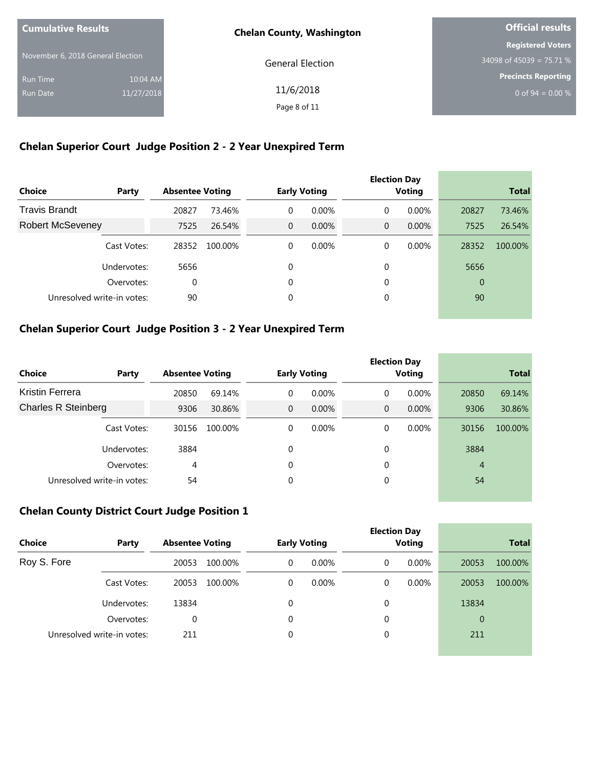| Cumulative Results | |
|---|---|
| November 6, 2018 General Election | |
| Run Time | 10:04 AM |
| Run Date | 11/27/2018 |

**Chelan County, Washington**

General Election

11/6/2018

| Official results |
|---|
| Registered Voters |
| 34098 of 45039 = 75.71 % |
| Precincts Reporting |
| 0 of 94 = 0.00 % |

## Chelan Superior Court Judge Position 2 - 2 Year Unexpired Term

| Choice | Party | Absentee Voting | | Early Voting | | Election Day Voting | | Total | |
|---|---|---|---|---|---|---|---|---|---|
| Travis Brandt | | 20827 | 73.46% | 0 | 0.00% | 0 | 0.00% | 20827 | 73.46% |
| Robert McSeveney | | 7525 | 26.54% | 0 | 0.00% | 0 | 0.00% | 7525 | 26.54% |
| | Cast Votes: | 28352 | 100.00% | 0 | 0.00% | 0 | 0.00% | 28352 | 100.00% |
| | Undervotes: | 5656 | | 0 | | 0 | | 5656 | |
| | Overvotes: | 0 | | 0 | | 0 | | 0 | |
| | Unresolved write-in votes: | 90 | | 0 | | 0 | | 90 | |

## Chelan Superior Court Judge Position 3 - 2 Year Unexpired Term

| Choice | Party | Absentee Voting | | Early Voting | | Election Day Voting | | Total | |
|---|---|---|---|---|---|---|---|---|---|
| Kristin Ferrera | | 20850 | 69.14% | 0 | 0.00% | 0 | 0.00% | 20850 | 69.14% |
| Charles R Steinberg | | 9306 | 30.86% | 0 | 0.00% | 0 | 0.00% | 9306 | 30.86% |
| | Cast Votes: | 30156 | 100.00% | 0 | 0.00% | 0 | 0.00% | 30156 | 100.00% |
| | Undervotes: | 3884 | | 0 | | 0 | | 3884 | |
| | Overvotes: | 4 | | 0 | | 0 | | 4 | |
| | Unresolved write-in votes: | 54 | | 0 | | 0 | | 54 | |

## Chelan County District Court Judge Position 1

| Choice | Party | Absentee Voting | | Early Voting | | Election Day Voting | | Total | |
|---|---|---|---|---|---|---|---|---|---|
| Roy S. Fore | | 20053 | 100.00% | 0 | 0.00% | 0 | 0.00% | 20053 | 100.00% |
| | Cast Votes: | 20053 | 100.00% | 0 | 0.00% | 0 | 0.00% | 20053 | 100.00% |
| | Undervotes: | 13834 | | 0 | | 0 | | 13834 | |
| | Overvotes: | 0 | | 0 | | 0 | | 0 | |
| | Unresolved write-in votes: | 211 | | 0 | | 0 | | 211 | |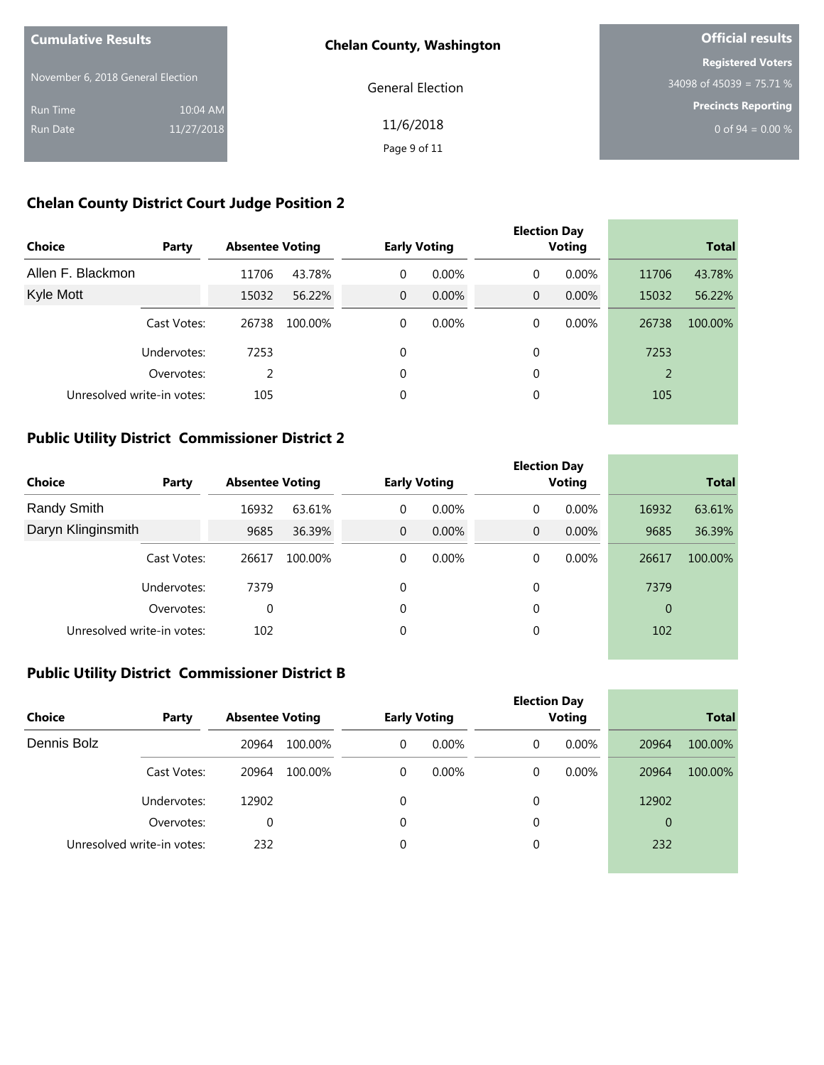**Cumulative Results**

November 6, 2018 General Election

Run Time 10:04 AM

Run Date 11/27/2018

**Chelan County, Washington**

General Election

11/6/2018

**Official results**

**Registered Voters**

34098 of 45039 = 75.71 %

**Precincts Reporting**

0 of 94 = 0.00 %

## Chelan County District Court Judge Position 2

| Choice | Party | Absentee Voting | | Early Voting | | Election Day Voting | | Total | |
|---|---|---|---|---|---|---|---|---|---|
| Allen F. Blackmon | | 11706 | 43.78% | 0 | 0.00% | 0 | 0.00% | 11706 | 43.78% |
| Kyle Mott | | 15032 | 56.22% | 0 | 0.00% | 0 | 0.00% | 15032 | 56.22% |
| | Cast Votes: | 26738 | 100.00% | 0 | 0.00% | 0 | 0.00% | 26738 | 100.00% |
| | Undervotes: | 7253 | | 0 | | 0 | | 7253 | |
| | Overvotes: | 2 | | 0 | | 0 | | 2 | |
| | Unresolved write-in votes: | 105 | | 0 | | 0 | | 105 | |

## Public Utility District Commissioner District 2

| Choice | Party | Absentee Voting | | Early Voting | | Election Day Voting | | Total | |
|---|---|---|---|---|---|---|---|---|---|
| Randy Smith | | 16932 | 63.61% | 0 | 0.00% | 0 | 0.00% | 16932 | 63.61% |
| Daryn Klinginsmith | | 9685 | 36.39% | 0 | 0.00% | 0 | 0.00% | 9685 | 36.39% |
| | Cast Votes: | 26617 | 100.00% | 0 | 0.00% | 0 | 0.00% | 26617 | 100.00% |
| | Undervotes: | 7379 | | 0 | | 0 | | 7379 | |
| | Overvotes: | 0 | | 0 | | 0 | | 0 | |
| | Unresolved write-in votes: | 102 | | 0 | | 0 | | 102 | |

## Public Utility District Commissioner District B

| Choice | Party | Absentee Voting | | Early Voting | | Election Day Voting | | Total | |
|---|---|---|---|---|---|---|---|---|---|
| Dennis Bolz | | 20964 | 100.00% | 0 | 0.00% | 0 | 0.00% | 20964 | 100.00% |
| | Cast Votes: | 20964 | 100.00% | 0 | 0.00% | 0 | 0.00% | 20964 | 100.00% |
| | Undervotes: | 12902 | | 0 | | 0 | | 12902 | |
| | Overvotes: | 0 | | 0 | | 0 | | 0 | |
| | Unresolved write-in votes: | 232 | | 0 | | 0 | | 232 | |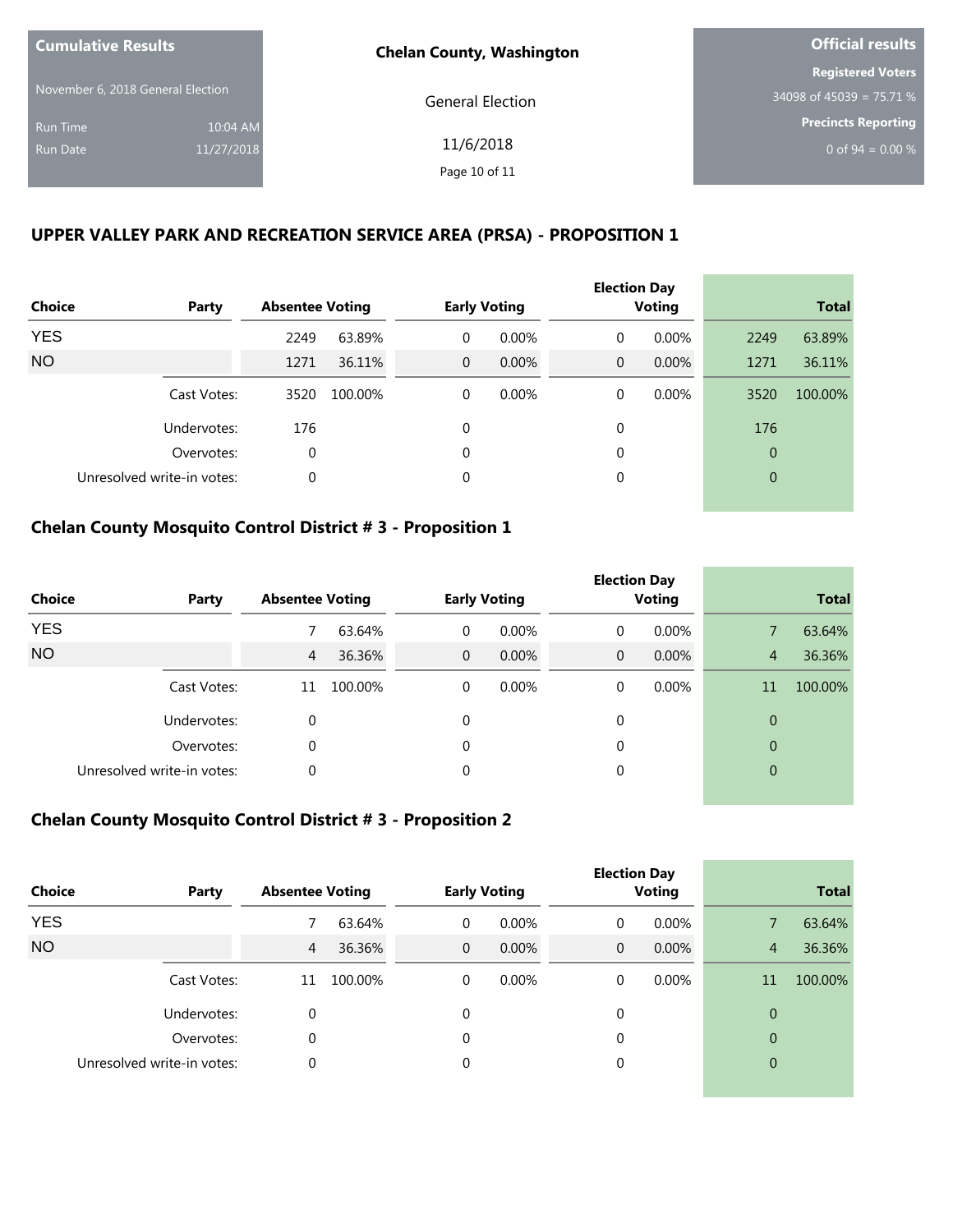Cumulative Results

November 6, 2018 General Election

Run Time 10:04 AM

Run Date 11/27/2018

**Chelan County, Washington**

General Election

11/6/2018

**Official results**

**Registered Voters**

34098 of 45039 = 75.71 %

**Precincts Reporting**

0 of 94 = 0.00 %

## UPPER VALLEY PARK AND RECREATION SERVICE AREA (PRSA) - PROPOSITION 1

| Choice | Party | Absentee Voting | | Early Voting | | Election Day Voting | | Total | |
|---|---|---|---|---|---|---|---|---|---|
| YES | | 2249 | 63.89% | 0 | 0.00% | 0 | 0.00% | 2249 | 63.89% |
| NO | | 1271 | 36.11% | 0 | 0.00% | 0 | 0.00% | 1271 | 36.11% |
| | Cast Votes: | 3520 | 100.00% | 0 | 0.00% | 0 | 0.00% | 3520 | 100.00% |
| | Undervotes: | 176 | | 0 | | 0 | | 176 | |
| | Overvotes: | 0 | | 0 | | 0 | | 0 | |
| | Unresolved write-in votes: | 0 | | 0 | | 0 | | 0 | |

## Chelan County Mosquito Control District # 3 - Proposition 1

| Choice | Party | Absentee Voting | | Early Voting | | Election Day Voting | | Total | |
|---|---|---|---|---|---|---|---|---|---|
| YES | | 7 | 63.64% | 0 | 0.00% | 0 | 0.00% | 7 | 63.64% |
| NO | | 4 | 36.36% | 0 | 0.00% | 0 | 0.00% | 4 | 36.36% |
| | Cast Votes: | 11 | 100.00% | 0 | 0.00% | 0 | 0.00% | 11 | 100.00% |
| | Undervotes: | 0 | | 0 | | 0 | | 0 | |
| | Overvotes: | 0 | | 0 | | 0 | | 0 | |
| | Unresolved write-in votes: | 0 | | 0 | | 0 | | 0 | |

## Chelan County Mosquito Control District # 3 - Proposition 2

| Choice | Party | Absentee Voting | | Early Voting | | Election Day Voting | | Total | |
|---|---|---|---|---|---|---|---|---|---|
| YES | | 7 | 63.64% | 0 | 0.00% | 0 | 0.00% | 7 | 63.64% |
| NO | | 4 | 36.36% | 0 | 0.00% | 0 | 0.00% | 4 | 36.36% |
| | Cast Votes: | 11 | 100.00% | 0 | 0.00% | 0 | 0.00% | 11 | 100.00% |
| | Undervotes: | 0 | | 0 | | 0 | | 0 | |
| | Overvotes: | 0 | | 0 | | 0 | | 0 | |
| | Unresolved write-in votes: | 0 | | 0 | | 0 | | 0 | |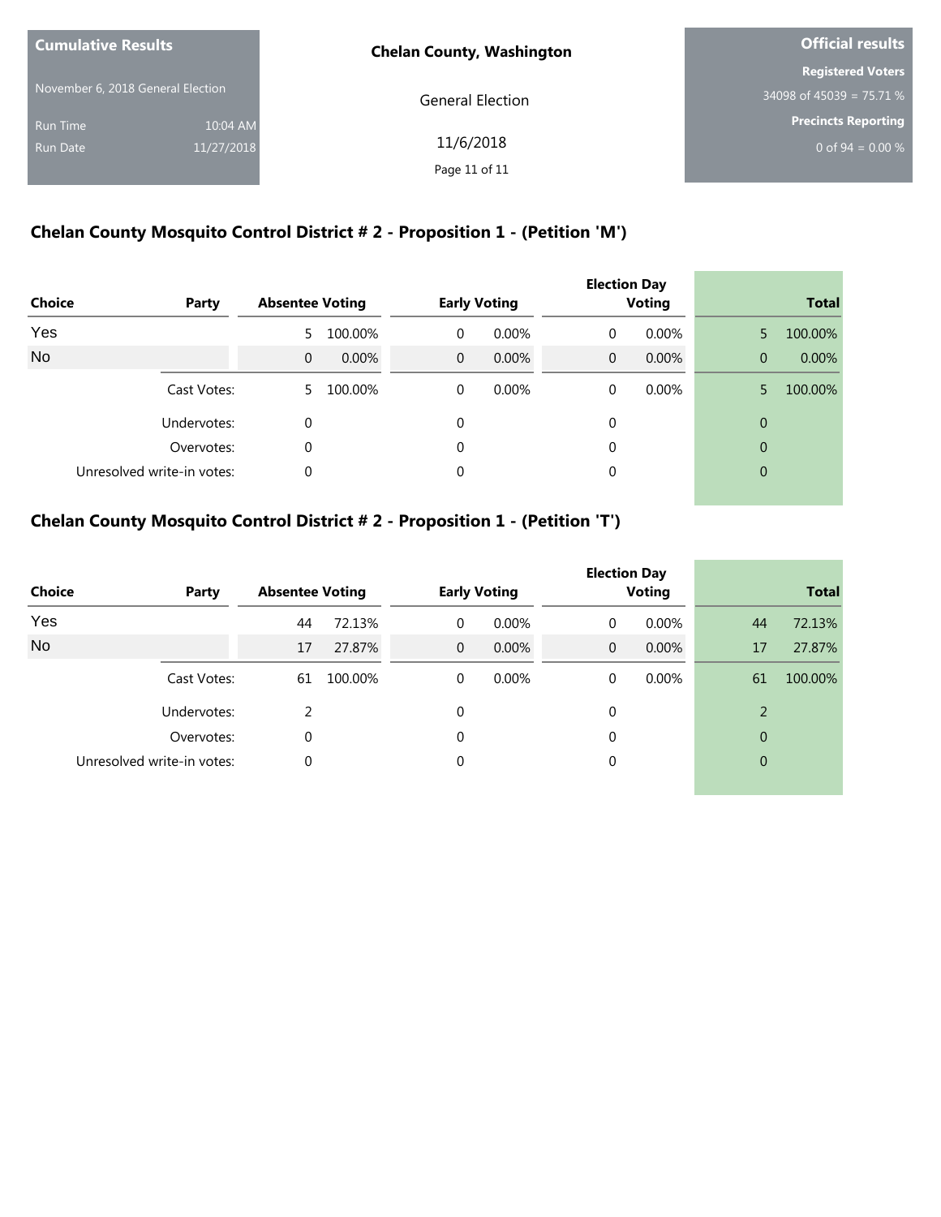| Cumulative Results | |
|---|---|
| November 6, 2018 General Election | |
| Run Time | 10:04 AM |
| Run Date | 11/27/2018 |

**Chelan County, Washington**

General Election

11/6/2018

| Official results |
|---|
| Registered Voters |
| 34098 of 45039 = 75.71 % |
| Precincts Reporting |
| 0 of 94 = 0.00 % |

## Chelan County Mosquito Control District # 2 - Proposition 1 - (Petition 'M')

| Choice | Party | Absentee Voting | | Early Voting | | Election Day Voting | | Total | |
|---|---|---|---|---|---|---|---|---|---|
| Yes | | 5 | 100.00% | 0 | 0.00% | 0 | 0.00% | 5 | 100.00% |
| No | | 0 | 0.00% | 0 | 0.00% | 0 | 0.00% | 0 | 0.00% |
| | Cast Votes: | 5 | 100.00% | 0 | 0.00% | 0 | 0.00% | 5 | 100.00% |
| | Undervotes: | 0 | | 0 | | 0 | | 0 | |
| | Overvotes: | 0 | | 0 | | 0 | | 0 | |
| | Unresolved write-in votes: | 0 | | 0 | | 0 | | 0 | |

## Chelan County Mosquito Control District # 2 - Proposition 1 - (Petition 'T')

| Choice | Party | Absentee Voting | | Early Voting | | Election Day Voting | | Total | |
|---|---|---|---|---|---|---|---|---|---|
| Yes | | 44 | 72.13% | 0 | 0.00% | 0 | 0.00% | 44 | 72.13% |
| No | | 17 | 27.87% | 0 | 0.00% | 0 | 0.00% | 17 | 27.87% |
| | Cast Votes: | 61 | 100.00% | 0 | 0.00% | 0 | 0.00% | 61 | 100.00% |
| | Undervotes: | 2 | | 0 | | 0 | | 2 | |
| | Overvotes: | 0 | | 0 | | 0 | | 0 | |
| | Unresolved write-in votes: | 0 | | 0 | | 0 | | 0 | |